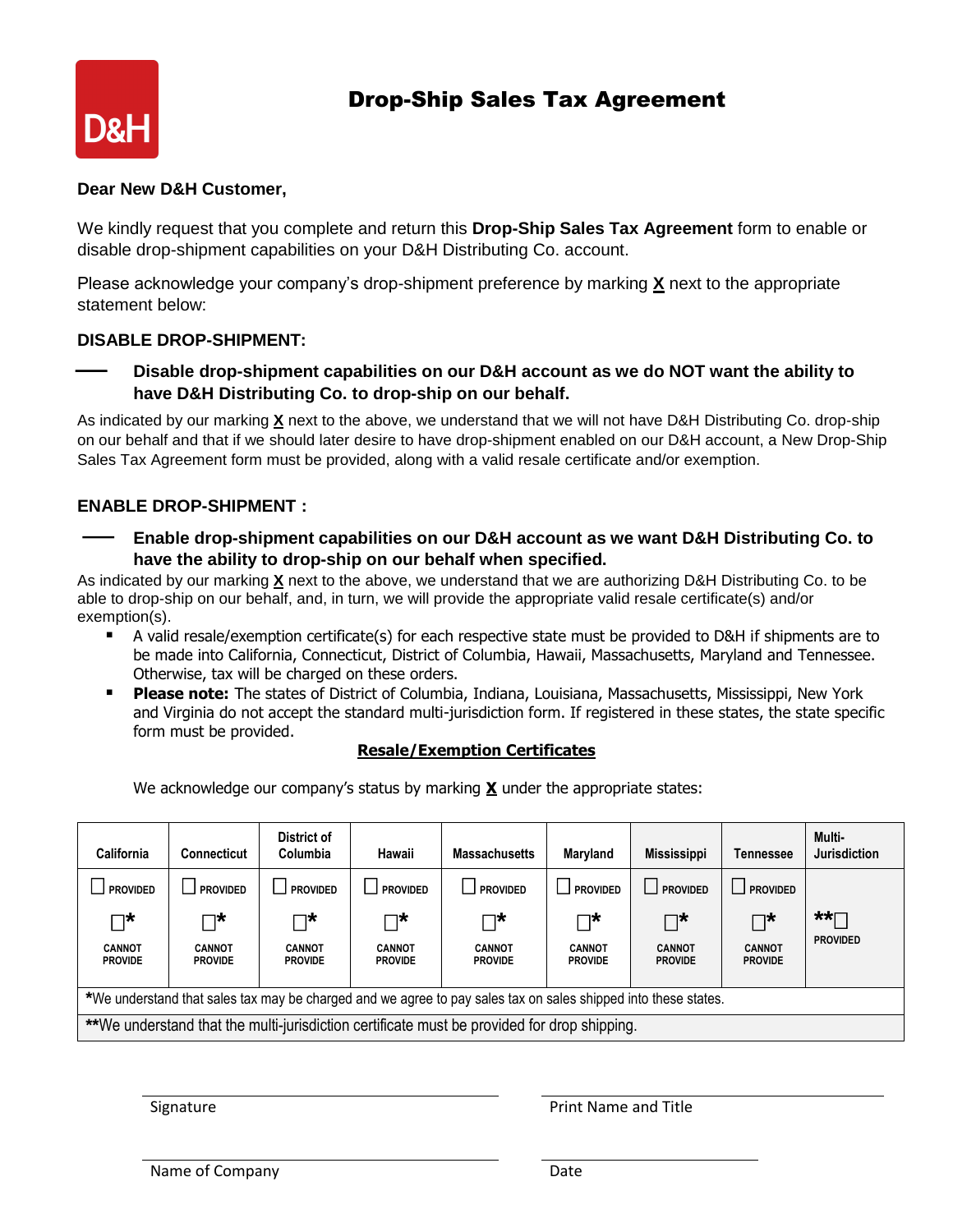# Drop-Ship Sales Tax Agreement

**Dear New D&H Customer,**

We kindly request that you complete and return this **Drop-Ship Sales Tax Agreement** form to enable or disable drop-shipment capabilities on your D&H Distributing Co. account.

Please acknowledge your company's drop-shipment preference by marking **X** next to the appropriate statement below:

**DISABLE DROP-SHIPMENT:**

____ **Disable drop-shipment capabilities on our D&H account as we do NOT want the ability to have D&H Distributing Co. to drop-ship on our behalf.**

As indicated by our marking **X** next to the above, we understand that we will not have D&H Distributing Co. drop-ship on our behalf and that if we should later desire to have drop-shipment enabled on our D&H account, a New Drop-Ship Sales Tax Agreement form must be provided, along with a valid resale certificate and/or exemption.

**ENABLE DROP-SHIPMENT :**

____ **Enable drop-shipment capabilities on our D&H account as we want D&H Distributing Co. to have the ability to drop-ship on our behalf when specified.**

As indicated by our marking **X** next to the above, we understand that we are authorizing D&H Distributing Co. to be able to drop-ship on our behalf, and, in turn, we will provide the appropriate valid resale certificate(s) and/or exemption(s).

- A valid resale/exemption certificate(s) for each respective state must be provided to D&H if shipments are to be made into California, Connecticut, District of Columbia, Hawaii, Massachusetts, Maryland and Tennessee. Otherwise, tax will be charged on these orders.
- **Please note:** The states of District of Columbia, Indiana, Louisiana, Massachusetts, Mississippi, New York and Virginia do not accept the standard multi-jurisdiction form. If registered in these states, the state specific form must be provided.

**Resale/Exemption Certificates**

We acknowledge our company's status by marking **X** under the appropriate states:

| California | Connecticut | District of Columbia | Hawaii | Massachusetts | Maryland | Mississippi | Tennessee | Multi-Jurisdiction |
|---|---|---|---|---|---|---|---|---|
| ☐ PROVIDED | ☐ PROVIDED | ☐ PROVIDED | ☐ PROVIDED | ☐ PROVIDED | ☐ PROVIDED | ☐ PROVIDED | ☐ PROVIDED | **☐ PROVIDED |
| ☐* CANNOT PROVIDE | ☐* CANNOT PROVIDE | ☐* CANNOT PROVIDE | ☐* CANNOT PROVIDE | ☐* CANNOT PROVIDE | ☐* CANNOT PROVIDE | ☐* CANNOT PROVIDE | ☐* CANNOT PROVIDE | |

***We understand that sales tax may be charged and we agree to pay sales tax on sales shipped into these states.**

****We understand that the multi-jurisdiction certificate must be provided for drop shipping.**

______________________________ Signature

______________________________ Print Name and Title

______________________________ Name of Company

______________________________ Date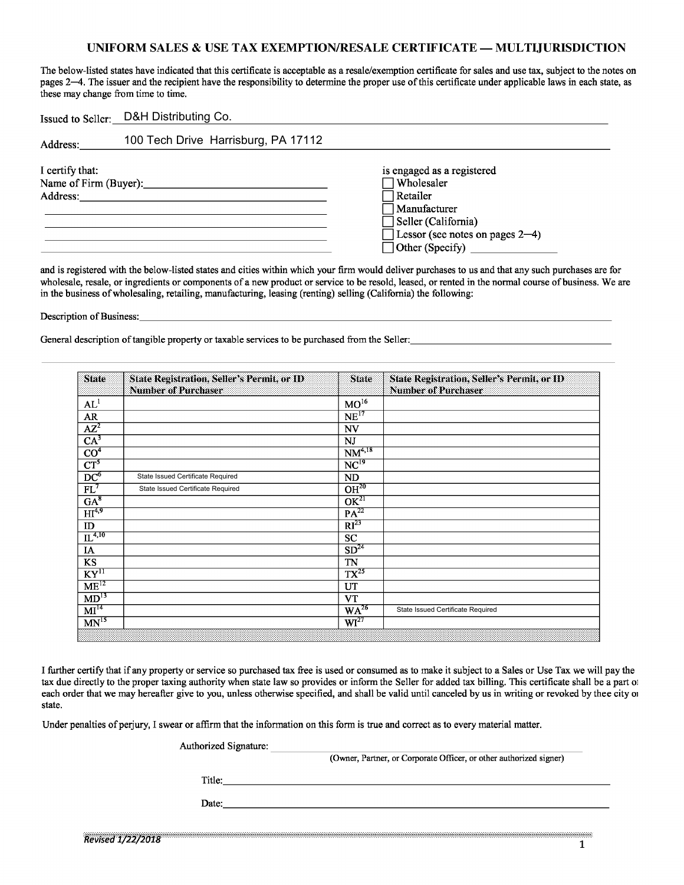# UNIFORM SALES & USE TAX EXEMPTION/RESALE CERTIFICATE — MULTIJURISDICTION

The below-listed states have indicated that this certificate is acceptable as a resale/exemption certificate for sales and use tax, subject to the notes on pages 2—4. The issuer and the recipient have the responsibility to determine the proper use of this certificate under applicable laws in each state, as these may change from time to time.

Issued to Seller: D&H Distributing Co.

Address: 100 Tech Drive Harrisburg, PA 17112

I certify that:
Name of Firm (Buyer): ______________________
Address: ______________________

is engaged as a registered
- ☐ Wholesaler
- ☐ Retailer
- ☐ Manufacturer
- ☐ Seller (California)
- ☐ Lessor (see notes on pages 2—4)
- ☐ Other (Specify) ______________

and is registered with the below-listed states and cities within which your firm would deliver purchases to us and that any such purchases are for wholesale, resale, or ingredients or components of a new product or service to be resold, leased, or rented in the normal course of business. We are in the business of wholesaling, retailing, manufacturing, leasing (renting) selling (California) the following:

Description of Business: ______________________

General description of tangible property or taxable services to be purchased from the Seller: ______________________

| State | State Registration, Seller's Permit, or ID Number of Purchaser | State | State Registration, Seller's Permit, or ID Number of Purchaser |
|---|---|---|---|
| AL[1] | | MO[16] | |
| AR | | NE[17] | |
| AZ[2] | | NV | |
| CA[3] | | NJ | |
| CO[4] | | NM[4,18] | |
| CT[5] | | NC[19] | |
| DC[6] | State Issued Certificate Required | ND | |
| FL[7] | State Issued Certificate Required | OH[20] | |
| GA[8] | | OK[21] | |
| HI[4,9] | | PA[22] | |
| ID | | RI[23] | |
| IL[4,10] | | SC | |
| IA | | SD[24] | |
| KS | | TN | |
| KY[11] | | TX[25] | |
| ME[12] | | UT | |
| MD[13] | | VT | |
| MI[14] | | WA[26] | State Issued Certificate Required |
| MN[15] | | WI[27] | |

I further certify that if any property or service so purchased tax free is used or consumed as to make it subject to a Sales or Use Tax we will pay the tax due directly to the proper taxing authority when state law so provides or inform the Seller for added tax billing. This certificate shall be a part of each order that we may hereafter give to you, unless otherwise specified, and shall be valid until canceled by us in writing or revoked by thee city or state.

Under penalties of perjury, I swear or affirm that the information on this form is true and correct as to every material matter.

Authorized Signature: ______________________
(Owner, Partner, or Corporate Officer, or other authorized signer)

Title: ______________________

Date: ______________________

*Revised 1/22/2018*